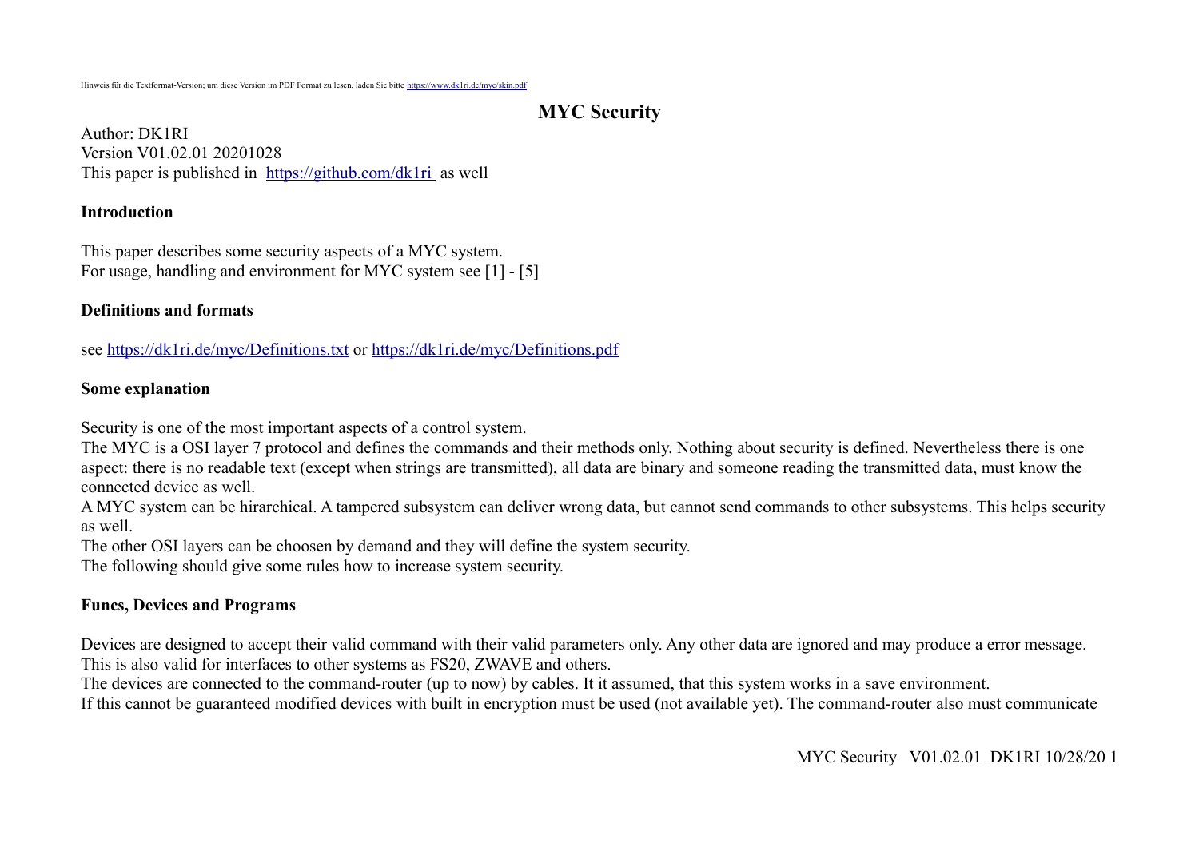Hinweis für die Textformat-Version; um diese Version im PDF Format zu lesen, laden Sie bitte https://www.dk1ri.de/myc/skin.pdf

# MYC Security

Author: DK1RI
Version V01.02.01 20201028
This paper is published in https://github.com/dk1ri as well

## Introduction

This paper describes some security aspects of a MYC system.
For usage, handling and environment for MYC system see [1] - [5]

## Definitions and formats

see https://dk1ri.de/myc/Definitions.txt or https://dk1ri.de/myc/Definitions.pdf

## Some explanation

Security is one of the most important aspects of a control system.
The MYC is a OSI layer 7 protocol and defines the commands and their methods only. Nothing about security is defined. Nevertheless there is one aspect: there is no readable text (except when strings are transmitted), all data are binary and someone reading the transmitted data, must know the connected device as well.
A MYC system can be hirarchical. A tampered subsystem can deliver wrong data, but cannot send commands to other subsystems. This helps security as well.
The other OSI layers can be choosen by demand and they will define the system security.
The following should give some rules how to increase system security.

## Funcs, Devices and Programs

Devices are designed to accept their valid command with their valid parameters only. Any other data are ignored and may produce a error message.
This is also valid for interfaces to other systems as FS20, ZWAVE and others.
The devices are connected to the command-router (up to now) by cables. It it assumed, that this system works in a save environment.
If this cannot be guaranteed modified devices with built in encryption must be used (not available yet). The command-router also must communicate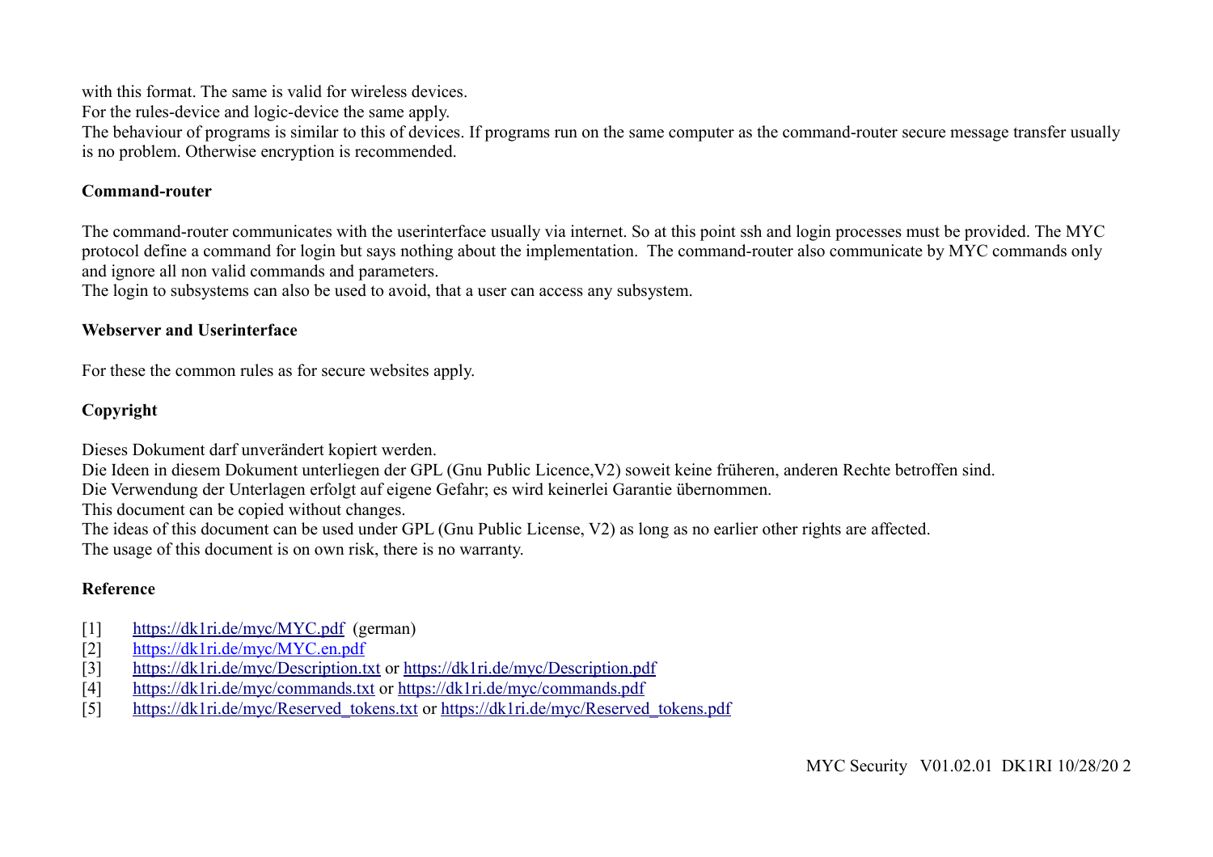with this format. The same is valid for wireless devices.
For the rules-device and logic-device the same apply.
The behaviour of programs is similar to this of devices. If programs run on the same computer as the command-router secure message transfer usually is no problem. Otherwise encryption is recommended.

**Command-router**

The command-router communicates with the userinterface usually via internet. So at this point ssh and login processes must be provided. The MYC protocol define a command for login but says nothing about the implementation.  The command-router also communicate by MYC commands only and ignore all non valid commands and parameters.
The login to subsystems can also be used to avoid, that a user can access any subsystem.

**Webserver and Userinterface**

For these the common rules as for secure websites apply.

**Copyright**

Dieses Dokument darf unverändert kopiert werden.
Die Ideen in diesem Dokument unterliegen der GPL (Gnu Public Licence,V2) soweit keine früheren, anderen Rechte betroffen sind.
Die Verwendung der Unterlagen erfolgt auf eigene Gefahr; es wird keinerlei Garantie übernommen.
This document can be copied without changes.
The ideas of this document can be used under GPL (Gnu Public License, V2) as long as no earlier other rights are affected.
The usage of this document is on own risk, there is no warranty.

**Reference**

[1] https://dk1ri.de/myc/MYC.pdf (german)
[2] https://dk1ri.de/myc/MYC.en.pdf
[3] https://dk1ri.de/myc/Description.txt or https://dk1ri.de/myc/Description.pdf
[4] https://dk1ri.de/myc/commands.txt or https://dk1ri.de/myc/commands.pdf
[5] https://dk1ri.de/myc/Reserved_tokens.txt or https://dk1ri.de/myc/Reserved_tokens.pdf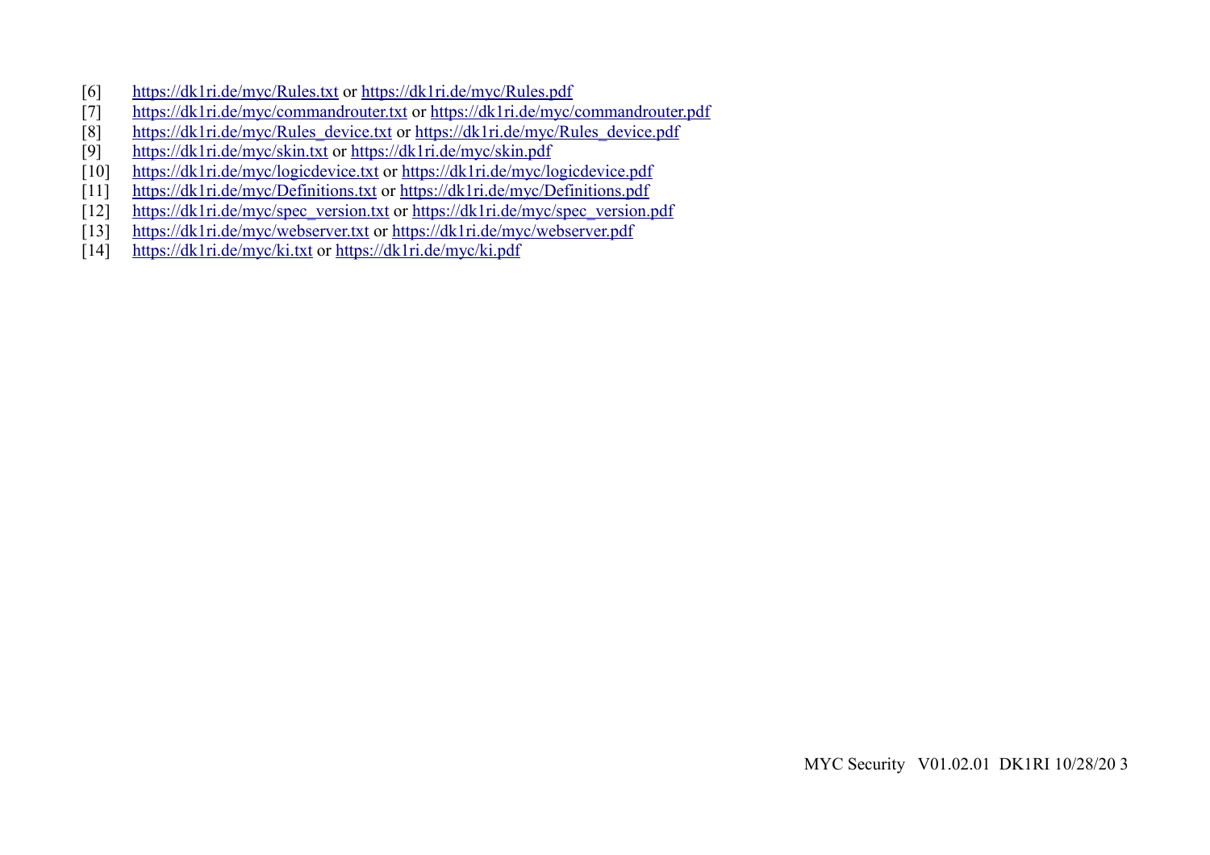[6] https://dk1ri.de/myc/Rules.txt or https://dk1ri.de/myc/Rules.pdf
[7] https://dk1ri.de/myc/commandrouter.txt or https://dk1ri.de/myc/commandrouter.pdf
[8] https://dk1ri.de/myc/Rules_device.txt or https://dk1ri.de/myc/Rules_device.pdf
[9] https://dk1ri.de/myc/skin.txt or https://dk1ri.de/myc/skin.pdf
[10] https://dk1ri.de/myc/logicdevice.txt or https://dk1ri.de/myc/logicdevice.pdf
[11] https://dk1ri.de/myc/Definitions.txt or https://dk1ri.de/myc/Definitions.pdf
[12] https://dk1ri.de/myc/spec_version.txt or https://dk1ri.de/myc/spec_version.pdf
[13] https://dk1ri.de/myc/webserver.txt or https://dk1ri.de/myc/webserver.pdf
[14] https://dk1ri.de/myc/ki.txt or https://dk1ri.de/myc/ki.pdf